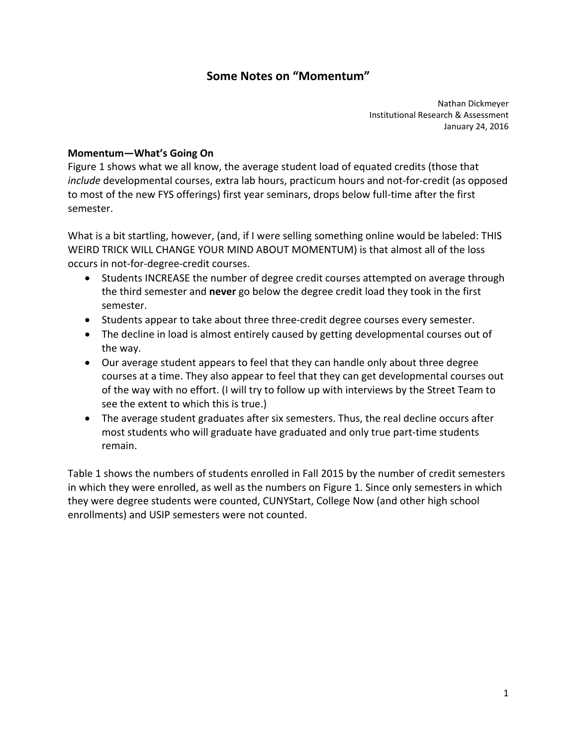# Some Notes on "Momentum"

Nathan Dickmeyer
Institutional Research & Assessment
January 24, 2016

**Momentum—What's Going On**

Figure 1 shows what we all know, the average student load of equated credits (those that *include* developmental courses, extra lab hours, practicum hours and not-for-credit (as opposed to most of the new FYS offerings) first year seminars, drops below full-time after the first semester.

What is a bit startling, however, (and, if I were selling something online would be labeled: THIS WEIRD TRICK WILL CHANGE YOUR MIND ABOUT MOMENTUM) is that almost all of the loss occurs in not-for-degree-credit courses.

- Students INCREASE the number of degree credit courses attempted on average through the third semester and **never** go below the degree credit load they took in the first semester.
- Students appear to take about three three-credit degree courses every semester.
- The decline in load is almost entirely caused by getting developmental courses out of the way.
- Our average student appears to feel that they can handle only about three degree courses at a time. They also appear to feel that they can get developmental courses out of the way with no effort. (I will try to follow up with interviews by the Street Team to see the extent to which this is true.)
- The average student graduates after six semesters. Thus, the real decline occurs after most students who will graduate have graduated and only true part-time students remain.

Table 1 shows the numbers of students enrolled in Fall 2015 by the number of credit semesters in which they were enrolled, as well as the numbers on Figure 1. Since only semesters in which they were degree students were counted, CUNYStart, College Now (and other high school enrollments) and USIP semesters were not counted.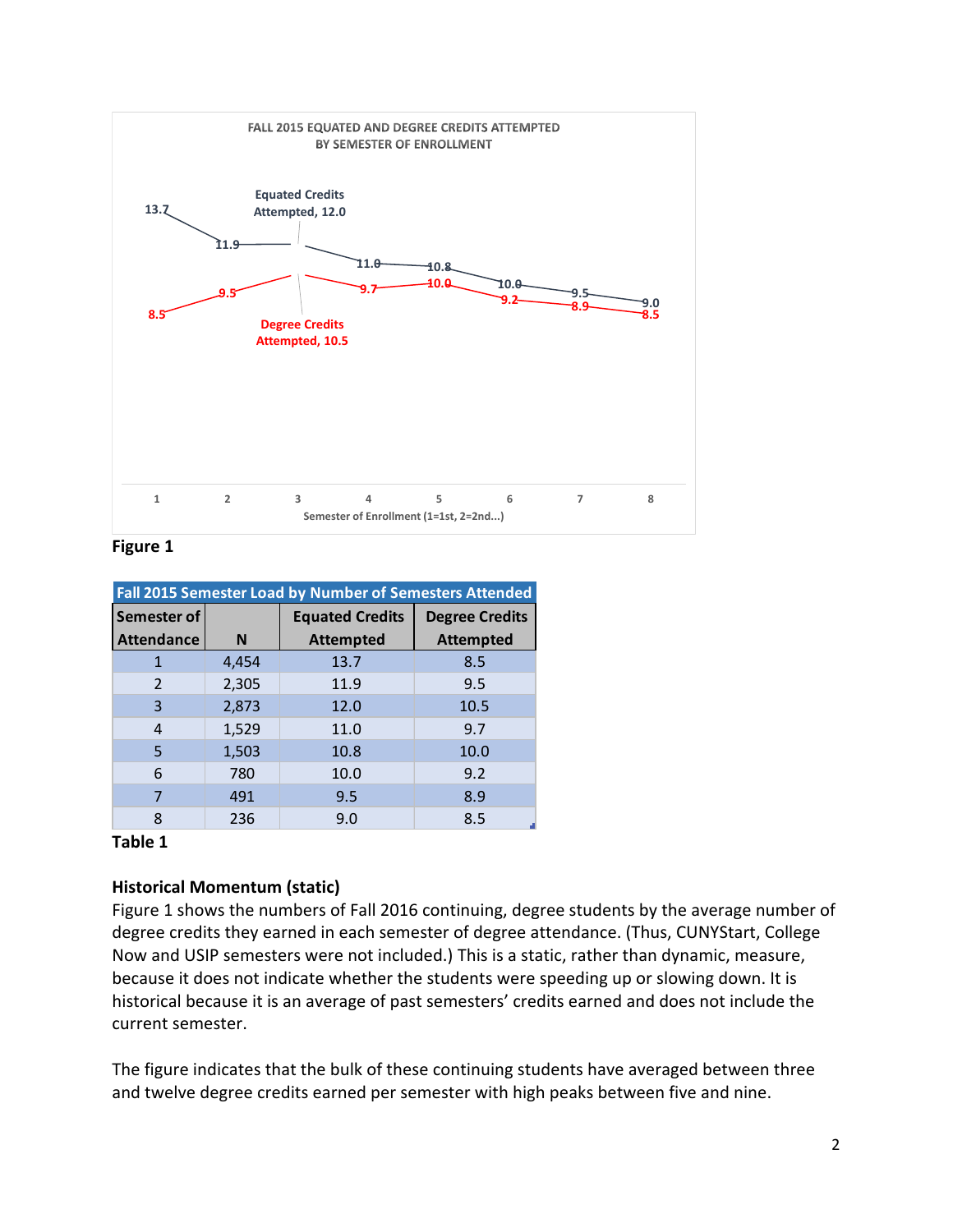FALL 2015 EQUATED AND DEGREE CREDITS ATTEMPTED BY SEMESTER OF ENROLLMENT

**Figure 1**

| Fall 2015 Semester Load by Number of Semesters Attended | | | |
|---|---|---|---|
| **Semester of Attendance** | **N** | **Equated Credits Attempted** | **Degree Credits Attempted** |
| 1 | 4,454 | 13.7 | 8.5 |
| 2 | 2,305 | 11.9 | 9.5 |
| 3 | 2,873 | 12.0 | 10.5 |
| 4 | 1,529 | 11.0 | 9.7 |
| 5 | 1,503 | 10.8 | 10.0 |
| 6 | 780 | 10.0 | 9.2 |
| 7 | 491 | 9.5 | 8.9 |
| 8 | 236 | 9.0 | 8.5 |

**Table 1**

**Historical Momentum (static)**

Figure 1 shows the numbers of Fall 2016 continuing, degree students by the average number of degree credits they earned in each semester of degree attendance. (Thus, CUNYStart, College Now and USIP semesters were not included.) This is a static, rather than dynamic, measure, because it does not indicate whether the students were speeding up or slowing down. It is historical because it is an average of past semesters' credits earned and does not include the current semester.

The figure indicates that the bulk of these continuing students have averaged between three and twelve degree credits earned per semester with high peaks between five and nine.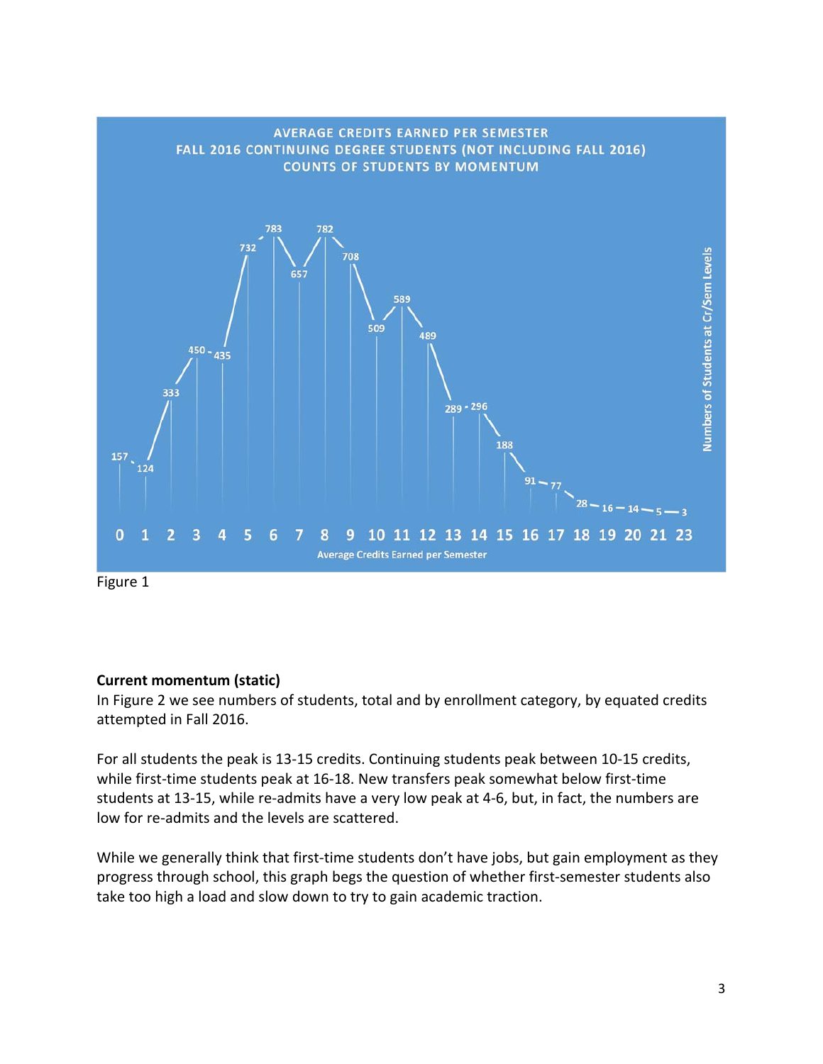AVERAGE CREDITS EARNED PER SEMESTER
FALL 2016 CONTINUING DEGREE STUDENTS (NOT INCLUDING FALL 2016)
COUNTS OF STUDENTS BY MOMENTUM

| Average Credits Earned per Semester | 0 | 1 | 2 | 3 | 4 | 5 | 6 | 7 | 8 | 9 | 10 | 11 | 12 | 13 | 14 | 15 | 16 | 17 | 18 | 19 | 20 | 21 | 23 |
|---|---|---|---|---|---|---|---|---|---|---|---|---|---|---|---|---|---|---|---|---|---|---|---|
| Numbers of Students at Cr/Sem Levels | 157 | 124 | 333 | 450 | 435 | 732 | 783 | 657 | 782 | 708 | 509 | 589 | 489 | 289 | 296 | 188 | 91 | 77 | 28 | 16 | 14 | 5 | 3 |

Figure 1

**Current momentum (static)**

In Figure 2 we see numbers of students, total and by enrollment category, by equated credits attempted in Fall 2016.

For all students the peak is 13-15 credits. Continuing students peak between 10-15 credits, while first-time students peak at 16-18. New transfers peak somewhat below first-time students at 13-15, while re-admits have a very low peak at 4-6, but, in fact, the numbers are low for re-admits and the levels are scattered.

While we generally think that first-time students don't have jobs, but gain employment as they progress through school, this graph begs the question of whether first-semester students also take too high a load and slow down to try to gain academic traction.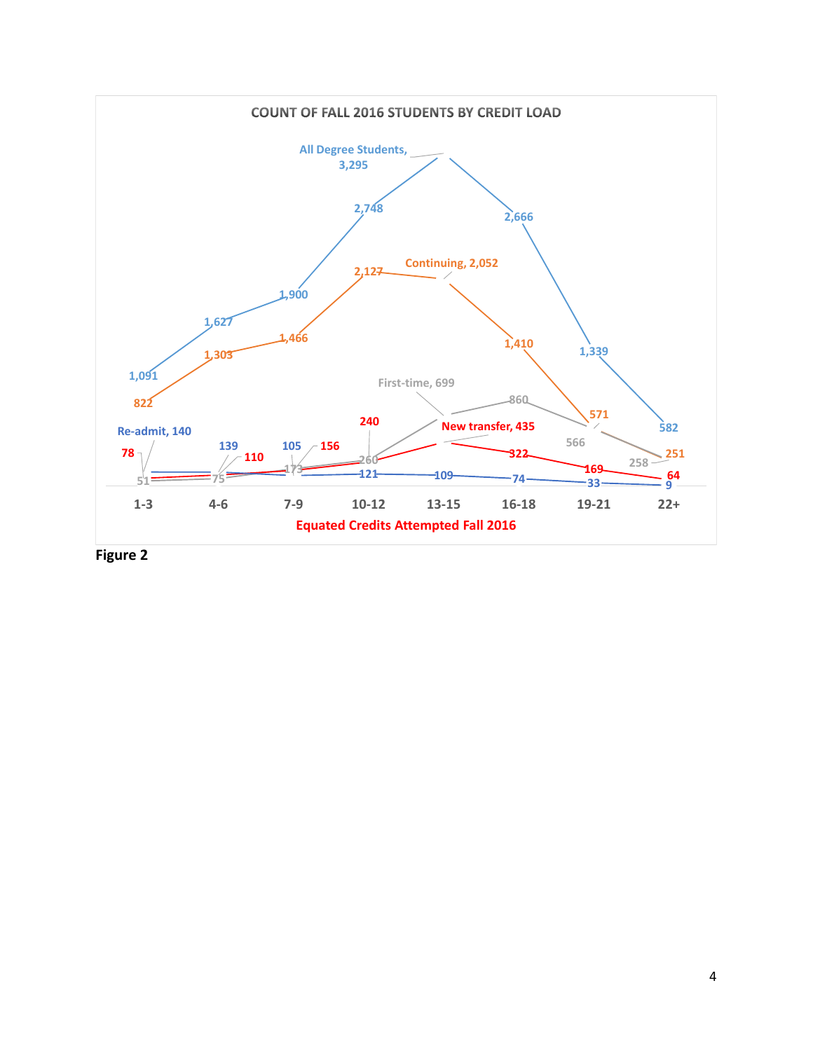**COUNT OF FALL 2016 STUDENTS BY CREDIT LOAD**

| Equated Credits Attempted Fall 2016 | 1-3 | 4-6 | 7-9 | 10-12 | 13-15 | 16-18 | 19-21 | 22+ |
|---|---|---|---|---|---|---|---|---|
| All Degree Students | 1,091 | 1,627 | 1,900 | 2,748 | 3,295 | 2,666 | 1,339 | 582 |
| Continuing | 822 | 1,303 | 1,466 | 2,127 | 2,052 | 1,410 | 571 | 251 |
| First-time | 51 | 75 | 173 | 260 | 699 | 860 | 566 | 258 |
| New transfer | 78 | 110 | 156 | 240 | 435 | 322 | 169 | 64 |
| Re-admit | 140 | 139 | 105 | 121 | 109 | 74 | 33 | 9 |

**Figure 2**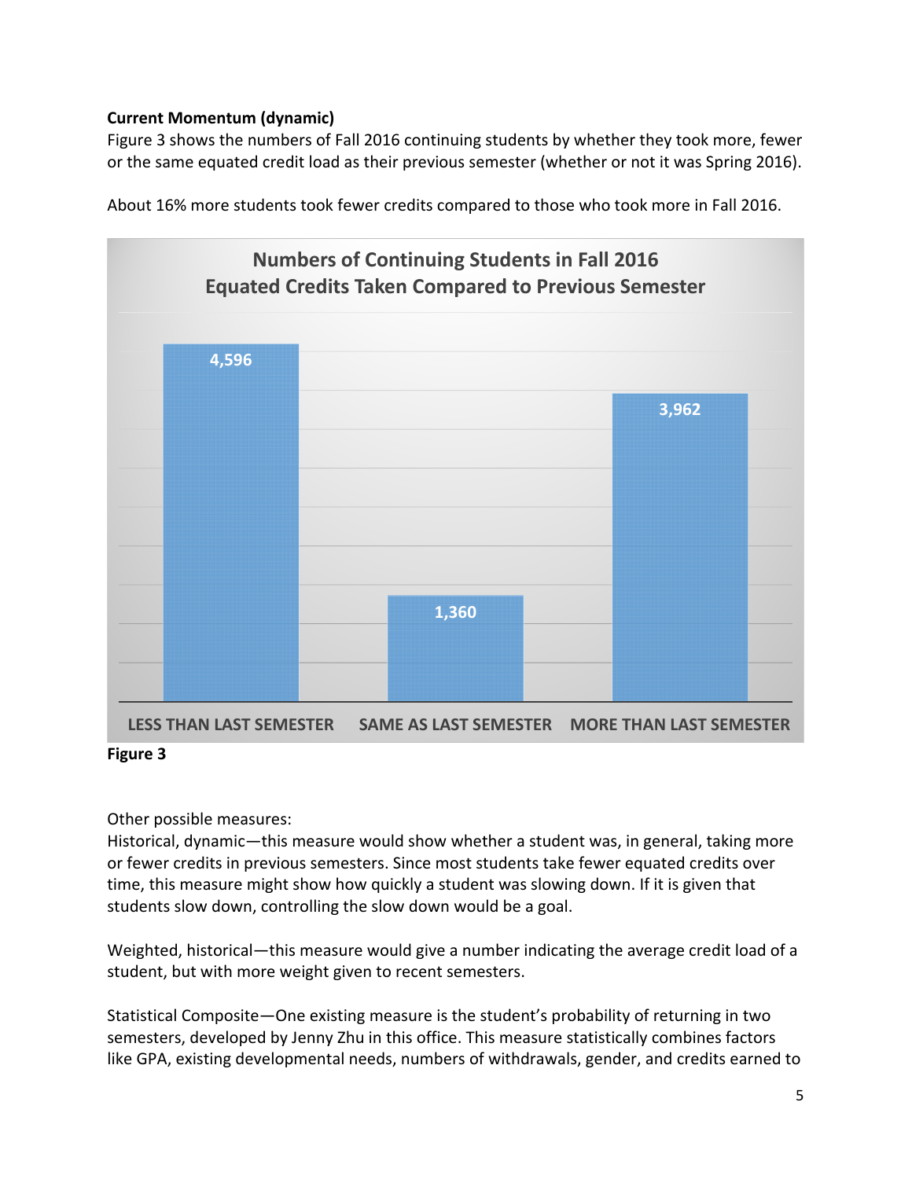**Current Momentum (dynamic)**

Figure 3 shows the numbers of Fall 2016 continuing students by whether they took more, fewer or the same equated credit load as their previous semester (whether or not it was Spring 2016).

About 16% more students took fewer credits compared to those who took more in Fall 2016.

**Numbers of Continuing Students in Fall 2016**
**Equated Credits Taken Compared to Previous Semester**

| Less than last semester | Same as last semester | More than last semester |
|---|---|---|
| 4,596 | 1,360 | 3,962 |

**Figure 3**

Other possible measures:

Historical, dynamic—this measure would show whether a student was, in general, taking more or fewer credits in previous semesters. Since most students take fewer equated credits over time, this measure might show how quickly a student was slowing down. If it is given that students slow down, controlling the slow down would be a goal.

Weighted, historical—this measure would give a number indicating the average credit load of a student, but with more weight given to recent semesters.

Statistical Composite—One existing measure is the student's probability of returning in two semesters, developed by Jenny Zhu in this office. This measure statistically combines factors like GPA, existing developmental needs, numbers of withdrawals, gender, and credits earned to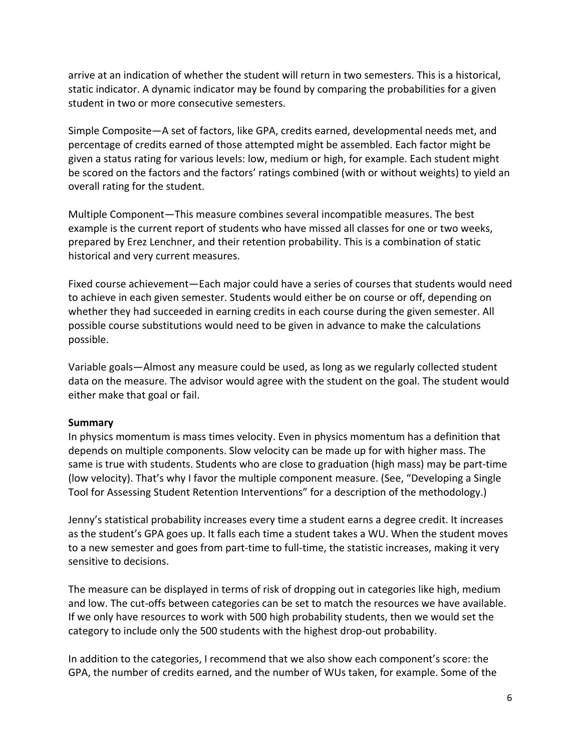arrive at an indication of whether the student will return in two semesters. This is a historical, static indicator. A dynamic indicator may be found by comparing the probabilities for a given student in two or more consecutive semesters.

Simple Composite—A set of factors, like GPA, credits earned, developmental needs met, and percentage of credits earned of those attempted might be assembled. Each factor might be given a status rating for various levels: low, medium or high, for example. Each student might be scored on the factors and the factors' ratings combined (with or without weights) to yield an overall rating for the student.

Multiple Component—This measure combines several incompatible measures. The best example is the current report of students who have missed all classes for one or two weeks, prepared by Erez Lenchner, and their retention probability. This is a combination of static historical and very current measures.

Fixed course achievement—Each major could have a series of courses that students would need to achieve in each given semester. Students would either be on course or off, depending on whether they had succeeded in earning credits in each course during the given semester. All possible course substitutions would need to be given in advance to make the calculations possible.

Variable goals—Almost any measure could be used, as long as we regularly collected student data on the measure. The advisor would agree with the student on the goal. The student would either make that goal or fail.

**Summary**

In physics momentum is mass times velocity. Even in physics momentum has a definition that depends on multiple components. Slow velocity can be made up for with higher mass. The same is true with students. Students who are close to graduation (high mass) may be part-time (low velocity). That's why I favor the multiple component measure. (See, "Developing a Single Tool for Assessing Student Retention Interventions" for a description of the methodology.)

Jenny's statistical probability increases every time a student earns a degree credit. It increases as the student's GPA goes up. It falls each time a student takes a WU. When the student moves to a new semester and goes from part-time to full-time, the statistic increases, making it very sensitive to decisions.

The measure can be displayed in terms of risk of dropping out in categories like high, medium and low. The cut-offs between categories can be set to match the resources we have available. If we only have resources to work with 500 high probability students, then we would set the category to include only the 500 students with the highest drop-out probability.

In addition to the categories, I recommend that we also show each component's score: the GPA, the number of credits earned, and the number of WUs taken, for example. Some of the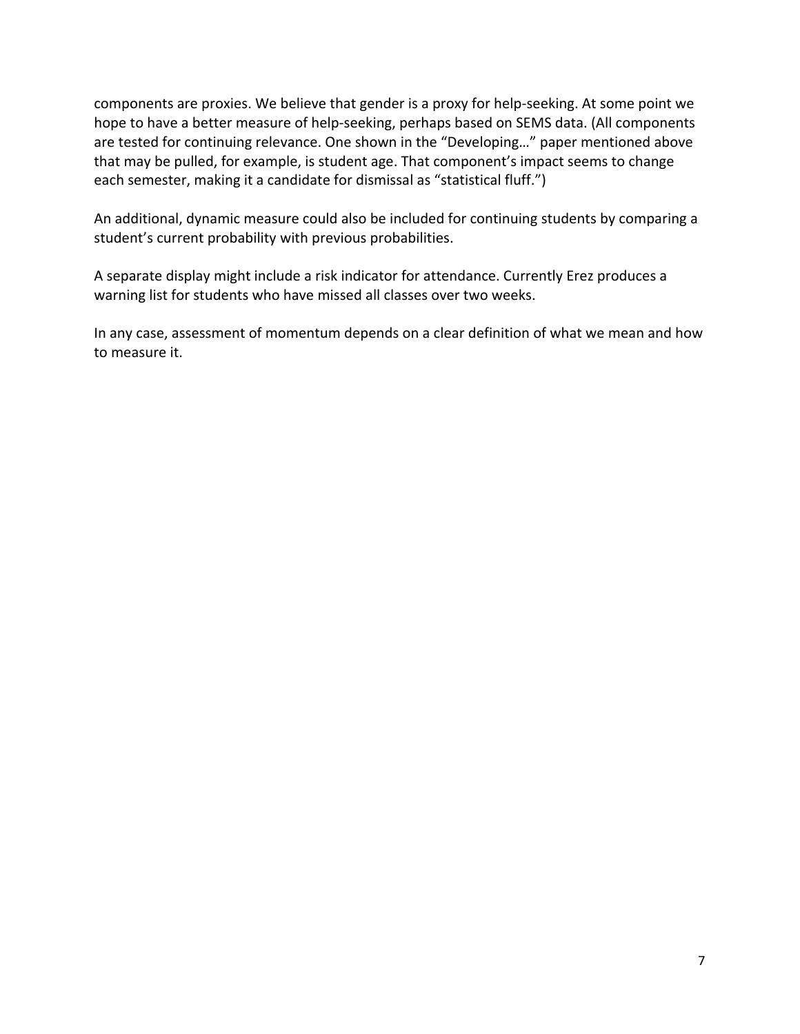components are proxies. We believe that gender is a proxy for help-seeking. At some point we hope to have a better measure of help-seeking, perhaps based on SEMS data. (All components are tested for continuing relevance. One shown in the "Developing…" paper mentioned above that may be pulled, for example, is student age. That component's impact seems to change each semester, making it a candidate for dismissal as "statistical fluff.")

An additional, dynamic measure could also be included for continuing students by comparing a student's current probability with previous probabilities.

A separate display might include a risk indicator for attendance. Currently Erez produces a warning list for students who have missed all classes over two weeks.

In any case, assessment of momentum depends on a clear definition of what we mean and how to measure it.